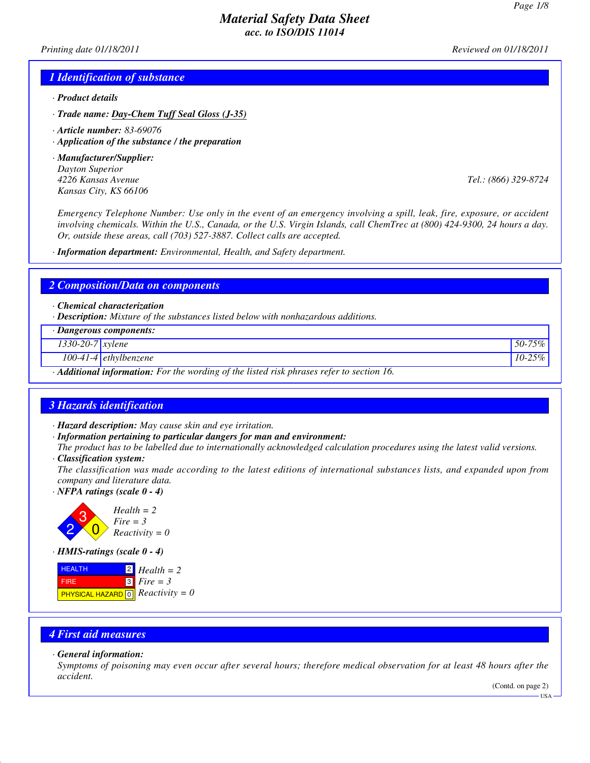# Material Safety Data Sheet
## acc. to ISO/DIS 11014

*Printing date 01/18/2011* *Reviewed on 01/18/2011*

## 1 Identification of substance

· **Product details**

· **Trade name:** Day-Chem Tuff Seal Gloss (J-35)

· **Article number:** 83-69076

· **Application of the substance / the preparation**

· **Manufacturer/Supplier:**
Dayton Superior
4226 Kansas Avenue
Kansas City, KS 66106
Tel.: (866) 329-8724

Emergency Telephone Number: Use only in the event of an emergency involving a spill, leak, fire, exposure, or accident involving chemicals. Within the U.S., Canada, or the U.S. Virgin Islands, call ChemTrec at (800) 424-9300, 24 hours a day. Or, outside these areas, call (703) 527-3887. Collect calls are accepted.

· **Information department:** Environmental, Health, and Safety department.

## 2 Composition/Data on components

· **Chemical characterization**

· **Description:** Mixture of the substances listed below with nonhazardous additions.

| · **Dangerous components:** | | |
|---|---|---|
| 1330-20-7 | xylene | 50-75% |
| 100-41-4 | ethylbenzene | 10-25% |

· **Additional information:** For the wording of the listed risk phrases refer to section 16.

## 3 Hazards identification

· **Hazard description:** May cause skin and eye irritation.

· **Information pertaining to particular dangers for man and environment:**
The product has to be labelled due to internationally acknowledged calculation procedures using the latest valid versions.

· **Classification system:**
The classification was made according to the latest editions of international substances lists, and expanded upon from company and literature data.

· **NFPA ratings (scale 0 - 4)**

Health = 2
Fire = 3
Reactivity = 0

· **HMIS-ratings (scale 0 - 4)**

| | | |
|---|---|---|
| HEALTH | 2 | Health = 2 |
| FIRE | 3 | Fire = 3 |
| PHYSICAL HAZARD | 0 | Reactivity = 0 |

## 4 First aid measures

· **General information:**
Symptoms of poisoning may even occur after several hours; therefore medical observation for at least 48 hours after the accident.

(Contd. on page 2)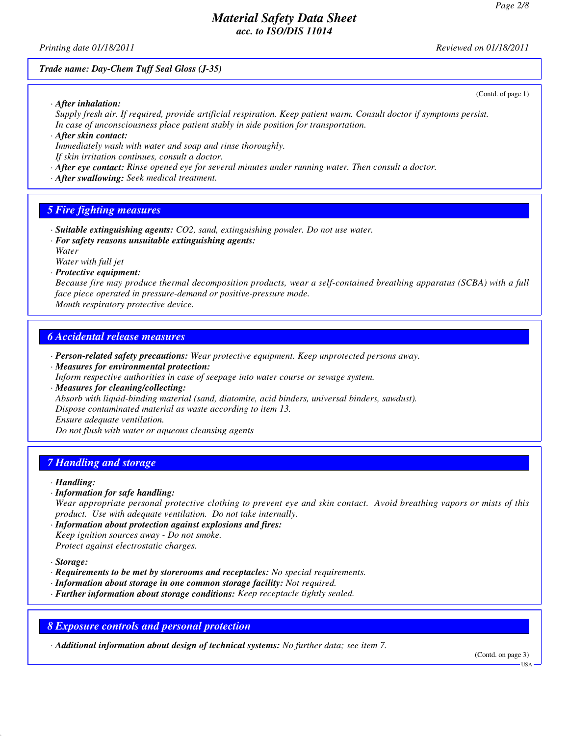*Trade name: Day-Chem Tuff Seal Gloss (J-35)*

(Contd. of page 1)

· ***After inhalation:***
*Supply fresh air. If required, provide artificial respiration. Keep patient warm. Consult doctor if symptoms persist. In case of unconsciousness place patient stably in side position for transportation.*

· ***After skin contact:***
*Immediately wash with water and soap and rinse thoroughly.*
*If skin irritation continues, consult a doctor.*

· ***After eye contact:*** *Rinse opened eye for several minutes under running water. Then consult a doctor.*

· ***After swallowing:*** *Seek medical treatment.*

## 5 Fire fighting measures

· ***Suitable extinguishing agents:*** *$CO_2$, sand, extinguishing powder. Do not use water.*

· ***For safety reasons unsuitable extinguishing agents:***
*Water*
*Water with full jet*

· ***Protective equipment:***
*Because fire may produce thermal decomposition products, wear a self-contained breathing apparatus (SCBA) with a full face piece operated in pressure-demand or positive-pressure mode.*
*Mouth respiratory protective device.*

## 6 Accidental release measures

· ***Person-related safety precautions:*** *Wear protective equipment. Keep unprotected persons away.*

· ***Measures for environmental protection:***
*Inform respective authorities in case of seepage into water course or sewage system.*

· ***Measures for cleaning/collecting:***
*Absorb with liquid-binding material (sand, diatomite, acid binders, universal binders, sawdust).*
*Dispose contaminated material as waste according to item 13.*
*Ensure adequate ventilation.*
*Do not flush with water or aqueous cleansing agents*

## 7 Handling and storage

· ***Handling:***

· ***Information for safe handling:***
*Wear appropriate personal protective clothing to prevent eye and skin contact. Avoid breathing vapors or mists of this product. Use with adequate ventilation. Do not take internally.*

· ***Information about protection against explosions and fires:***
*Keep ignition sources away - Do not smoke.*
*Protect against electrostatic charges.*

· ***Storage:***

· ***Requirements to be met by storerooms and receptacles:*** *No special requirements.*

· ***Information about storage in one common storage facility:*** *Not required.*

· ***Further information about storage conditions:*** *Keep receptacle tightly sealed.*

## 8 Exposure controls and personal protection

· ***Additional information about design of technical systems:*** *No further data; see item 7.*

(Contd. on page 3)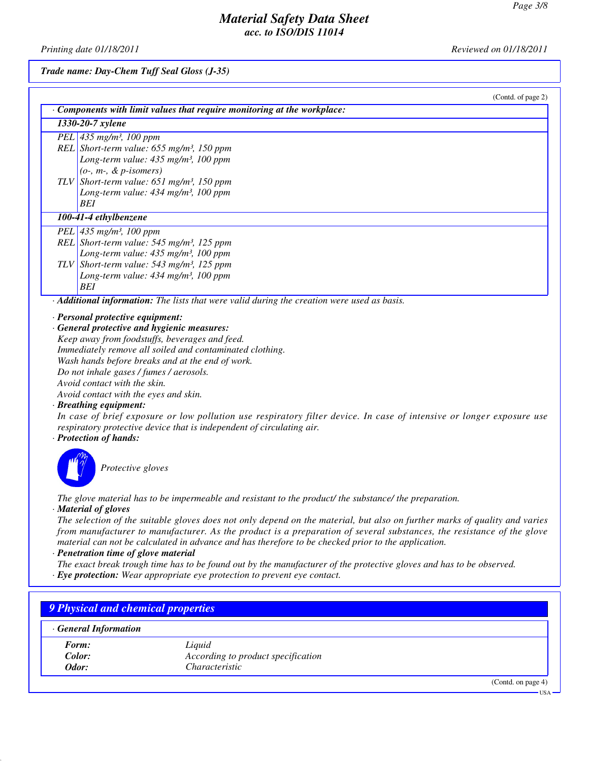*Trade name: Day-Chem Tuff Seal Gloss (J-35)*

(Contd. of page 2)

· **Components with limit values that require monitoring at the workplace:**

| **1330-20-7 xylene** | |
|---|---|
| PEL | 435 mg/m³, 100 ppm |
| REL | Short-term value: 655 mg/m³, 150 ppm<br>Long-term value: 435 mg/m³, 100 ppm<br>(o-, m-, & p-isomers) |
| TLV | Short-term value: 651 mg/m³, 150 ppm<br>Long-term value: 434 mg/m³, 100 ppm<br>BEI |
| **100-41-4 ethylbenzene** | |
| PEL | 435 mg/m³, 100 ppm |
| REL | Short-term value: 545 mg/m³, 125 ppm<br>Long-term value: 435 mg/m³, 100 ppm |
| TLV | Short-term value: 543 mg/m³, 125 ppm<br>Long-term value: 434 mg/m³, 100 ppm<br>BEI |

· **Additional information:** The lists that were valid during the creation were used as basis.

· **Personal protective equipment:**

· **General protective and hygienic measures:**
Keep away from foodstuffs, beverages and feed.
Immediately remove all soiled and contaminated clothing.
Wash hands before breaks and at the end of work.
Do not inhale gases / fumes / aerosols.
Avoid contact with the skin.
Avoid contact with the eyes and skin.

· **Breathing equipment:**
In case of brief exposure or low pollution use respiratory filter device. In case of intensive or longer exposure use respiratory protective device that is independent of circulating air.

· **Protection of hands:**

Protective gloves

The glove material has to be impermeable and resistant to the product/ the substance/ the preparation.

· **Material of gloves**
The selection of the suitable gloves does not only depend on the material, but also on further marks of quality and varies from manufacturer to manufacturer. As the product is a preparation of several substances, the resistance of the glove material can not be calculated in advance and has therefore to be checked prior to the application.

· **Penetration time of glove material**
The exact break trough time has to be found out by the manufacturer of the protective gloves and has to be observed.

· **Eye protection:** Wear appropriate eye protection to prevent eye contact.

## 9 Physical and chemical properties

· **General Information**

| | |
|---|---|
| **Form:** | Liquid |
| **Color:** | According to product specification |
| **Odor:** | Characteristic |

(Contd. on page 4)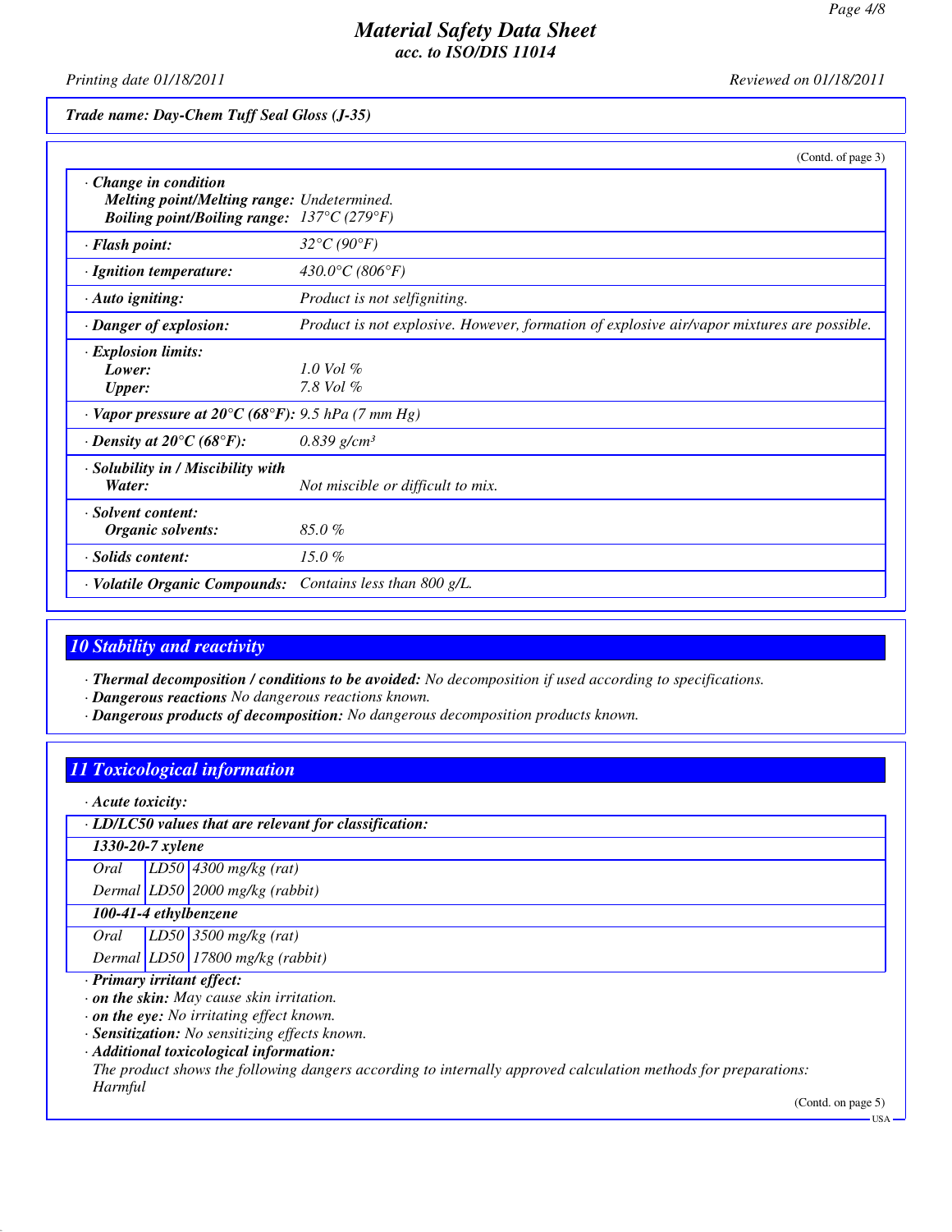# Material Safety Data Sheet
## acc. to ISO/DIS 11014

*Printing date 01/18/2011* *Reviewed on 01/18/2011*

***Trade name: Day-Chem Tuff Seal Gloss (J-35)***

(Contd. of page 3)

| | |
|---|---|
| · ***Change in condition*** | |
| ***Melting point/Melting range:*** | *Undetermined.* |
| ***Boiling point/Boiling range:*** | *137°C (279°F)* |
| · ***Flash point:*** | *32°C (90°F)* |
| · ***Ignition temperature:*** | *430.0°C (806°F)* |
| · ***Auto igniting:*** | *Product is not selfigniting.* |
| · ***Danger of explosion:*** | *Product is not explosive. However, formation of explosive air/vapor mixtures are possible.* |
| · ***Explosion limits:*** | |
| ***Lower:*** | *1.0 Vol %* |
| ***Upper:*** | *7.8 Vol %* |
| · ***Vapor pressure at 20°C (68°F):*** | *9.5 hPa (7 mm Hg)* |
| · ***Density at 20°C (68°F):*** | *0.839 g/cm³* |
| · ***Solubility in / Miscibility with Water:*** | *Not miscible or difficult to mix.* |
| · ***Solvent content:*** | |
| ***Organic solvents:*** | *85.0 %* |
| · ***Solids content:*** | *15.0 %* |
| · ***Volatile Organic Compounds:*** | *Contains less than 800 g/L.* |

## 10 Stability and reactivity

· ***Thermal decomposition / conditions to be avoided:*** *No decomposition if used according to specifications.*
· ***Dangerous reactions*** *No dangerous reactions known.*
· ***Dangerous products of decomposition:*** *No dangerous decomposition products known.*

## 11 Toxicological information

· ***Acute toxicity:***

| · ***LD/LC50 values that are relevant for classification:*** | | |
|---|---|---|
| ***1330-20-7 xylene*** | | |
| *Oral* | *LD50* | *4300 mg/kg (rat)* |
| *Dermal* | *LD50* | *2000 mg/kg (rabbit)* |
| ***100-41-4 ethylbenzene*** | | |
| *Oral* | *LD50* | *3500 mg/kg (rat)* |
| *Dermal* | *LD50* | *17800 mg/kg (rabbit)* |

· ***Primary irritant effect:***
· ***on the skin:*** *May cause skin irritation.*
· ***on the eye:*** *No irritating effect known.*
· ***Sensitization:*** *No sensitizing effects known.*
· ***Additional toxicological information:***
*The product shows the following dangers according to internally approved calculation methods for preparations: Harmful*

(Contd. on page 5)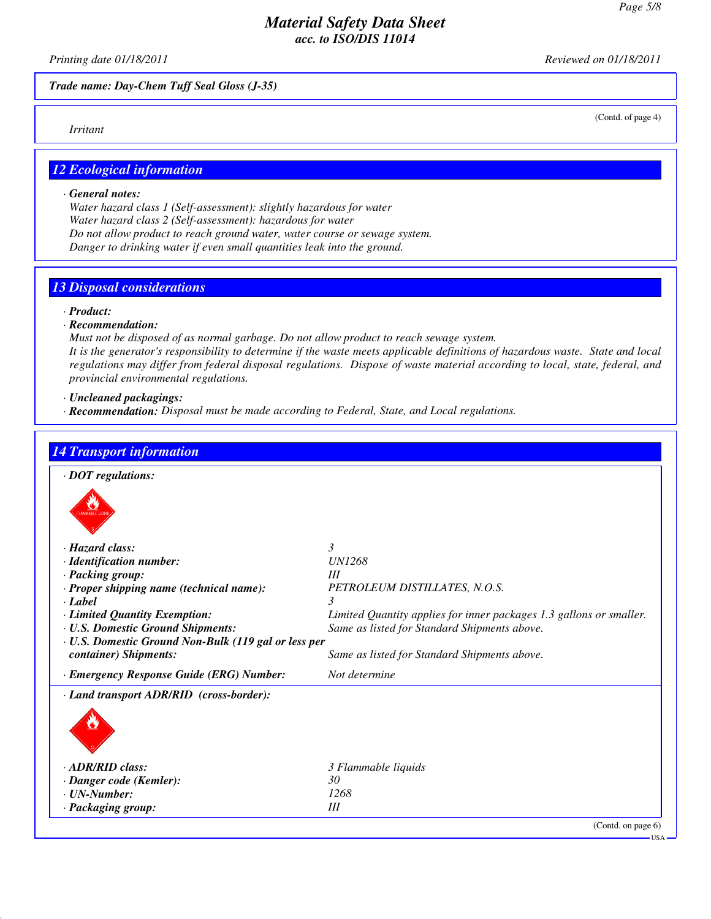Material Safety Data Sheet
acc. to ISO/DIS 11014

Printing date 01/18/2011 — Reviewed on 01/18/2011

**Trade name: Day-Chem Tuff Seal Gloss (J-35)**

(Contd. of page 4)

*Irritant*

## 12 Ecological information

· **General notes:**
Water hazard class 1 (Self-assessment): slightly hazardous for water
Water hazard class 2 (Self-assessment): hazardous for water
Do not allow product to reach ground water, water course or sewage system.
Danger to drinking water if even small quantities leak into the ground.

## 13 Disposal considerations

· **Product:**
· **Recommendation:**
Must not be disposed of as normal garbage. Do not allow product to reach sewage system.
It is the generator's responsibility to determine if the waste meets applicable definitions of hazardous waste. State and local regulations may differ from federal disposal regulations. Dispose of waste material according to local, state, federal, and provincial environmental regulations.

· **Uncleaned packagings:**
· **Recommendation:** Disposal must be made according to Federal, State, and Local regulations.

## 14 Transport information

· **DOT regulations:**

| | |
|---|---|
| · **Hazard class:** | 3 |
| · **Identification number:** | UN1268 |
| · **Packing group:** | III |
| · **Proper shipping name (technical name):** | PETROLEUM DISTILLATES, N.O.S. |
| · **Label** | 3 |
| · **Limited Quantity Exemption:** | Limited Quantity applies for inner packages 1.3 gallons or smaller. |
| · **U.S. Domestic Ground Shipments:** | Same as listed for Standard Shipments above. |
| · **U.S. Domestic Ground Non-Bulk (119 gal or less per container) Shipments:** | Same as listed for Standard Shipments above. |
| · **Emergency Response Guide (ERG) Number:** | Not determine |

· **Land transport ADR/RID (cross-border):**

| | |
|---|---|
| · **ADR/RID class:** | 3 Flammable liquids |
| · **Danger code (Kemler):** | 30 |
| · **UN-Number:** | 1268 |
| · **Packaging group:** | III |

(Contd. on page 6)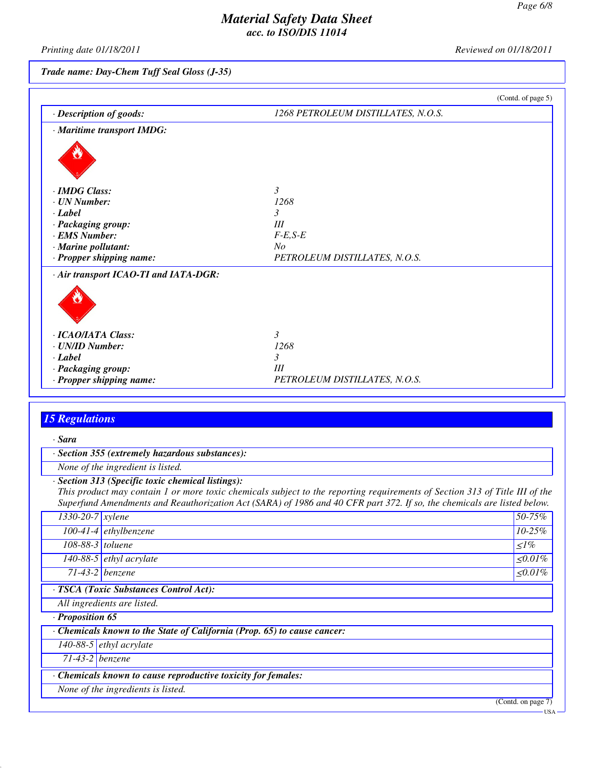# Material Safety Data Sheet
*acc. to ISO/DIS 11014*

*Printing date 01/18/2011* *Reviewed on 01/18/2011*

**Trade name: Day-Chem Tuff Seal Gloss (J-35)**

(Contd. of page 5)

· **Description of goods:** 1268 PETROLEUM DISTILLATES, N.O.S.

· **Maritime transport IMDG:**

· **IMDG Class:** 3
· **UN Number:** 1268
· **Label** 3
· **Packaging group:** III
· **EMS Number:** F-E,S-E
· **Marine pollutant:** No
· **Propper shipping name:** PETROLEUM DISTILLATES, N.O.S.

· **Air transport ICAO-TI and IATA-DGR:**

· **ICAO/IATA Class:** 3
· **UN/ID Number:** 1268
· **Label** 3
· **Packaging group:** III
· **Propper shipping name:** PETROLEUM DISTILLATES, N.O.S.

## 15 Regulations

· **Sara**

· **Section 355 (extremely hazardous substances):**

None of the ingredient is listed.

· **Section 313 (Specific toxic chemical listings):**

This product may contain 1 or more toxic chemicals subject to the reporting requirements of Section 313 of Title III of the Superfund Amendments and Reauthorization Act (SARA) of 1986 and 40 CFR part 372. If so, the chemicals are listed below.

| CAS | Chemical | % |
|---|---|---|
| 1330-20-7 | xylene | 50-75% |
| 100-41-4 | ethylbenzene | 10-25% |
| 108-88-3 | toluene | ≤1% |
| 140-88-5 | ethyl acrylate | ≤0.01% |
| 71-43-2 | benzene | ≤0.01% |

· **TSCA (Toxic Substances Control Act):**

All ingredients are listed.

· **Proposition 65**

· **Chemicals known to the State of California (Prop. 65) to cause cancer:**

| CAS | Chemical |
|---|---|
| 140-88-5 | ethyl acrylate |
| 71-43-2 | benzene |

· **Chemicals known to cause reproductive toxicity for females:**

None of the ingredients is listed.

(Contd. on page 7)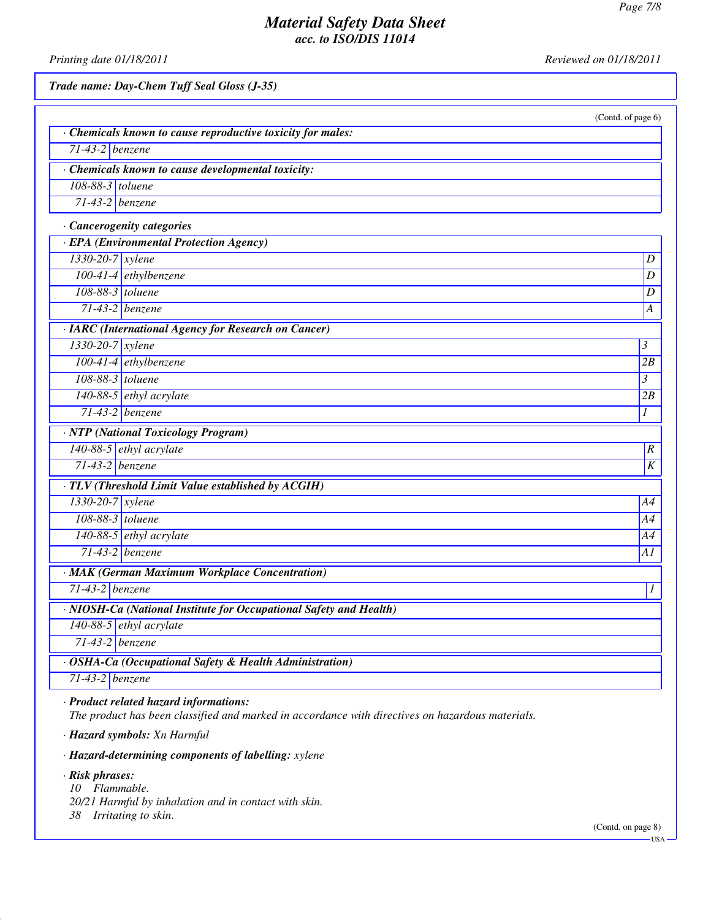*Trade name: Day-Chem Tuff Seal Gloss (J-35)*

(Contd. of page 6)

**· Chemicals known to cause reproductive toxicity for males:**

| | |
|---|---|
| 71-43-2 | benzene |

**· Chemicals known to cause developmental toxicity:**

| | |
|---|---|
| 108-88-3 | toluene |
| 71-43-2 | benzene |

**· Cancerogenity categories**

**· EPA (Environmental Protection Agency)**

| | | |
|---|---|---|
| 1330-20-7 | xylene | D |
| 100-41-4 | ethylbenzene | D |
| 108-88-3 | toluene | D |
| 71-43-2 | benzene | A |

**· IARC (International Agency for Research on Cancer)**

| | | |
|---|---|---|
| 1330-20-7 | xylene | 3 |
| 100-41-4 | ethylbenzene | 2B |
| 108-88-3 | toluene | 3 |
| 140-88-5 | ethyl acrylate | 2B |
| 71-43-2 | benzene | 1 |

**· NTP (National Toxicology Program)**

| | | |
|---|---|---|
| 140-88-5 | ethyl acrylate | R |
| 71-43-2 | benzene | K |

**· TLV (Threshold Limit Value established by ACGIH)**

| | | |
|---|---|---|
| 1330-20-7 | xylene | A4 |
| 108-88-3 | toluene | A4 |
| 140-88-5 | ethyl acrylate | A4 |
| 71-43-2 | benzene | A1 |

**· MAK (German Maximum Workplace Concentration)**

| | | |
|---|---|---|
| 71-43-2 | benzene | 1 |

**· NIOSH-Ca (National Institute for Occupational Safety and Health)**

| | |
|---|---|
| 140-88-5 | ethyl acrylate |
| 71-43-2 | benzene |

**· OSHA-Ca (Occupational Safety & Health Administration)**

| | |
|---|---|
| 71-43-2 | benzene |

**· Product related hazard informations:**

The product has been classified and marked in accordance with directives on hazardous materials.

**· Hazard symbols:** Xn Harmful

**· Hazard-determining components of labelling:** xylene

**· Risk phrases:**

10 Flammable.

20/21 Harmful by inhalation and in contact with skin.

38 Irritating to skin.

(Contd. on page 8)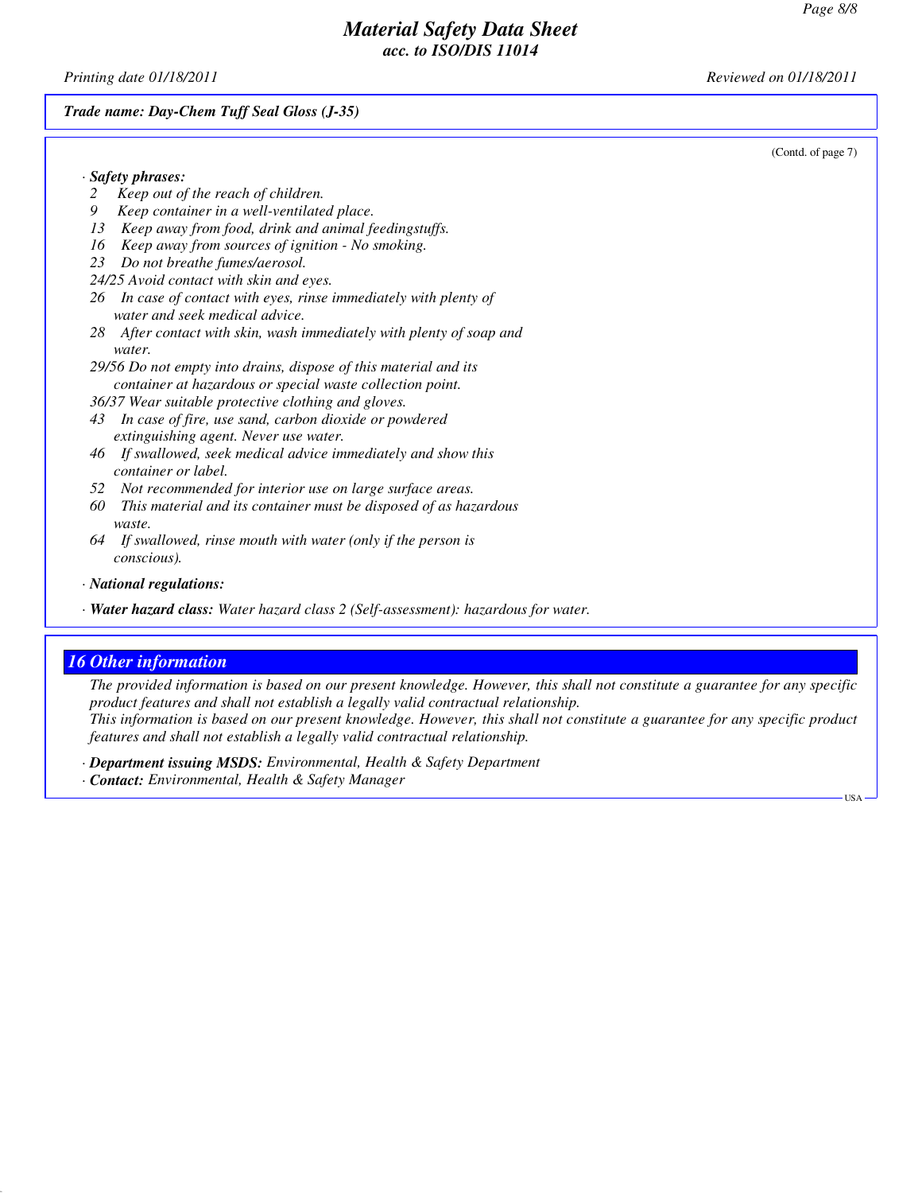(Contd. of page 7)

· **Safety phrases:**

2 Keep out of the reach of children.
9 Keep container in a well-ventilated place.
13 Keep away from food, drink and animal feedingstuffs.
16 Keep away from sources of ignition - No smoking.
23 Do not breathe fumes/aerosol.
24/25 Avoid contact with skin and eyes.
26 In case of contact with eyes, rinse immediately with plenty of water and seek medical advice.
28 After contact with skin, wash immediately with plenty of soap and water.
29/56 Do not empty into drains, dispose of this material and its container at hazardous or special waste collection point.
36/37 Wear suitable protective clothing and gloves.
43 In case of fire, use sand, carbon dioxide or powdered extinguishing agent. Never use water.
46 If swallowed, seek medical advice immediately and show this container or label.
52 Not recommended for interior use on large surface areas.
60 This material and its container must be disposed of as hazardous waste.
64 If swallowed, rinse mouth with water (only if the person is conscious).

· **National regulations:**

· **Water hazard class:** Water hazard class 2 (Self-assessment): hazardous for water.

## 16 Other information

The provided information is based on our present knowledge. However, this shall not constitute a guarantee for any specific product features and shall not establish a legally valid contractual relationship.
This information is based on our present knowledge. However, this shall not constitute a guarantee for any specific product features and shall not establish a legally valid contractual relationship.

· **Department issuing MSDS:** Environmental, Health & Safety Department
· **Contact:** Environmental, Health & Safety Manager